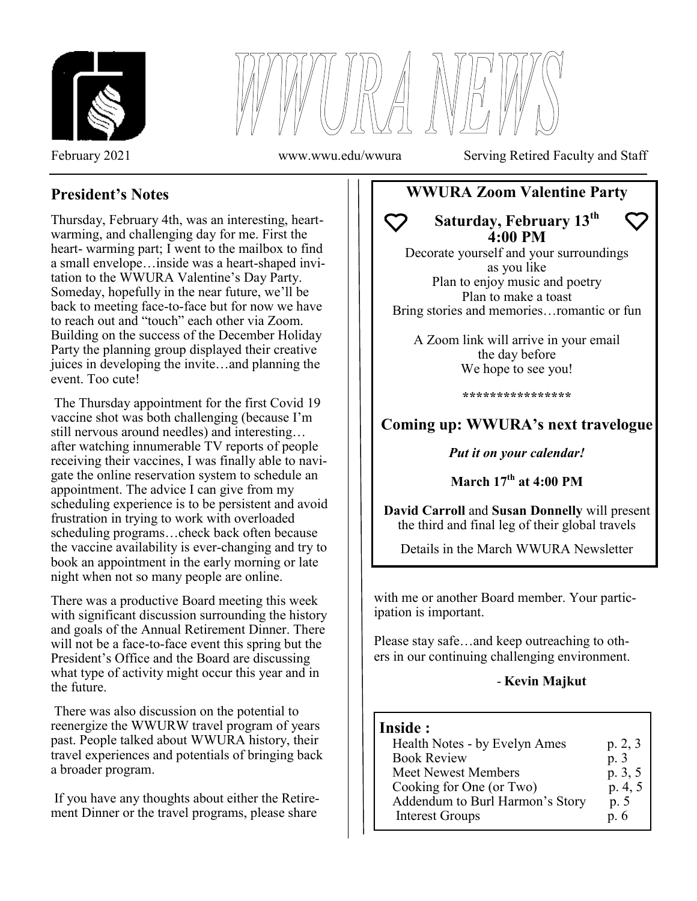# WWURA NEWS

February 2021 www.wwu.edu/wwura Serving Retired Faculty and Staff

## President's Notes

Thursday, February 4th, was an interesting, heart-warming, and challenging day for me. First the heart- warming part; I went to the mailbox to find a small envelope…inside was a heart-shaped invitation to the WWURA Valentine's Day Party. Someday, hopefully in the near future, we'll be back to meeting face-to-face but for now we have to reach out and "touch" each other via Zoom. Building on the success of the December Holiday Party the planning group displayed their creative juices in developing the invite…and planning the event. Too cute!

The Thursday appointment for the first Covid 19 vaccine shot was both challenging (because I'm still nervous around needles) and interesting… after watching innumerable TV reports of people receiving their vaccines, I was finally able to navigate the online reservation system to schedule an appointment. The advice I can give from my scheduling experience is to be persistent and avoid frustration in trying to work with overloaded scheduling programs…check back often because the vaccine availability is ever-changing and try to book an appointment in the early morning or late night when not so many people are online.

There was a productive Board meeting this week with significant discussion surrounding the history and goals of the Annual Retirement Dinner. There will not be a face-to-face event this spring but the President's Office and the Board are discussing what type of activity might occur this year and in the future.

There was also discussion on the potential to reenergize the WWURW travel program of years past. People talked about WWURA history, their travel experiences and potentials of bringing back a broader program.

If you have any thoughts about either the Retirement Dinner or the travel programs, please share with me or another Board member. Your participation is important.

Please stay safe…and keep outreaching to others in our continuing challenging environment.

- **Kevin Majkut**

## WWURA Zoom Valentine Party

### ♡ Saturday, February 13th 4:00 PM ♡

Decorate yourself and your surroundings as you like
Plan to enjoy music and poetry
Plan to make a toast
Bring stories and memories…romantic or fun

A Zoom link will arrive in your email the day before
We hope to see you!

\*\*\*\*\*\*\*\*\*\*\*\*\*\*\*\*

## Coming up: WWURA's next travelogue

***Put it on your calendar!***

**March 17th at 4:00 PM**

**David Carroll** and **Susan Donnelly** will present the third and final leg of their global travels

Details in the March WWURA Newsletter

## Inside :

| | |
|---|---|
| Health Notes - by Evelyn Ames | p. 2, 3 |
| Book Review | p. 3 |
| Meet Newest Members | p. 3, 5 |
| Cooking for One (or Two) | p. 4, 5 |
| Addendum to Burl Harmon's Story | p. 5 |
| Interest Groups | p. 6 |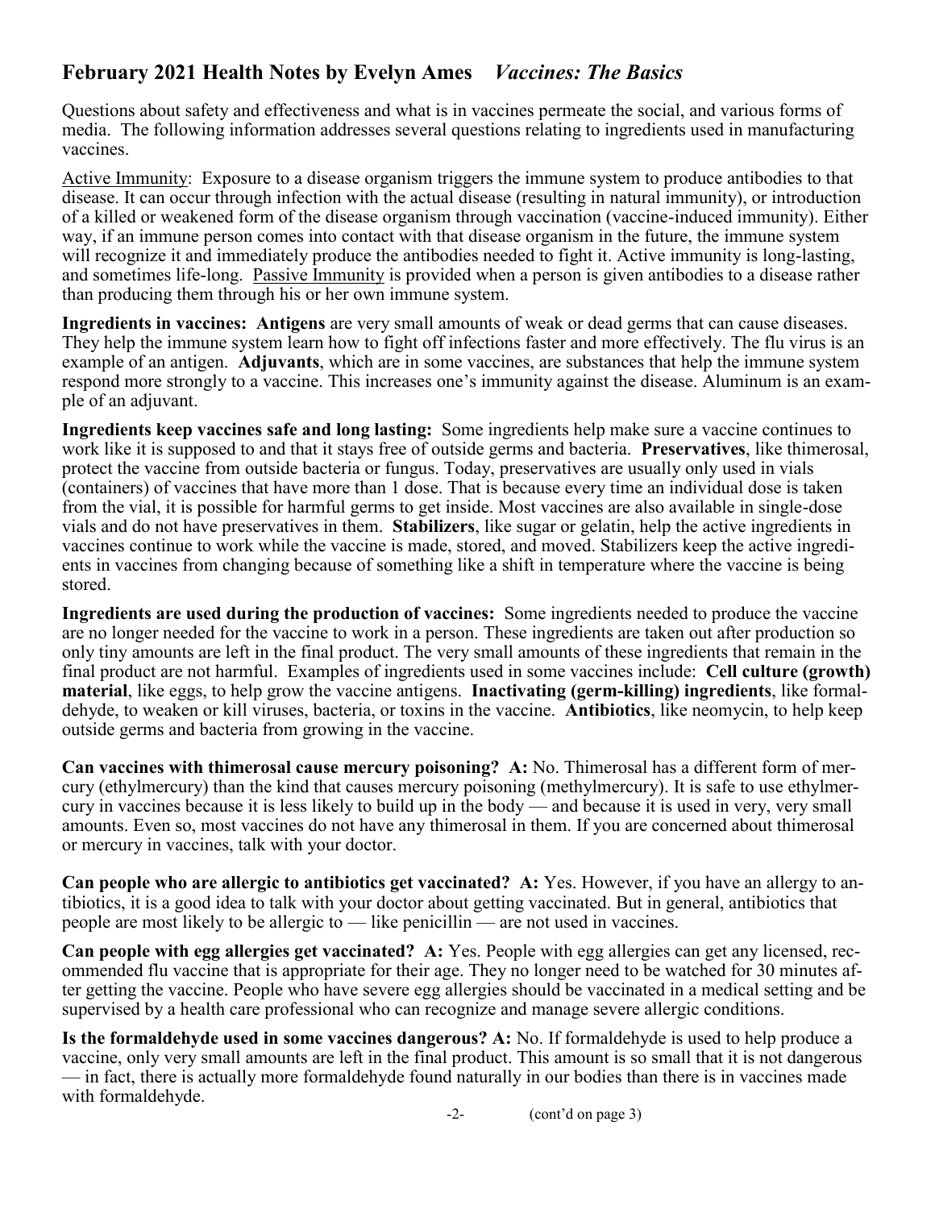## February 2021 Health Notes by Evelyn Ames *Vaccines: The Basics*

Questions about safety and effectiveness and what is in vaccines permeate the social, and various forms of media. The following information addresses several questions relating to ingredients used in manufacturing vaccines.

Active Immunity: Exposure to a disease organism triggers the immune system to produce antibodies to that disease. It can occur through infection with the actual disease (resulting in natural immunity), or introduction of a killed or weakened form of the disease organism through vaccination (vaccine-induced immunity). Either way, if an immune person comes into contact with that disease organism in the future, the immune system will recognize it and immediately produce the antibodies needed to fight it. Active immunity is long-lasting, and sometimes life-long. Passive Immunity is provided when a person is given antibodies to a disease rather than producing them through his or her own immune system.

**Ingredients in vaccines: Antigens** are very small amounts of weak or dead germs that can cause diseases. They help the immune system learn how to fight off infections faster and more effectively. The flu virus is an example of an antigen. **Adjuvants**, which are in some vaccines, are substances that help the immune system respond more strongly to a vaccine. This increases one's immunity against the disease. Aluminum is an example of an adjuvant.

**Ingredients keep vaccines safe and long lasting:** Some ingredients help make sure a vaccine continues to work like it is supposed to and that it stays free of outside germs and bacteria. **Preservatives**, like thimerosal, protect the vaccine from outside bacteria or fungus. Today, preservatives are usually only used in vials (containers) of vaccines that have more than 1 dose. That is because every time an individual dose is taken from the vial, it is possible for harmful germs to get inside. Most vaccines are also available in single-dose vials and do not have preservatives in them. **Stabilizers**, like sugar or gelatin, help the active ingredients in vaccines continue to work while the vaccine is made, stored, and moved. Stabilizers keep the active ingredients in vaccines from changing because of something like a shift in temperature where the vaccine is being stored.

**Ingredients are used during the production of vaccines:** Some ingredients needed to produce the vaccine are no longer needed for the vaccine to work in a person. These ingredients are taken out after production so only tiny amounts are left in the final product. The very small amounts of these ingredients that remain in the final product are not harmful. Examples of ingredients used in some vaccines include: **Cell culture (growth) material**, like eggs, to help grow the vaccine antigens. **Inactivating (germ-killing) ingredients**, like formaldehyde, to weaken or kill viruses, bacteria, or toxins in the vaccine. **Antibiotics**, like neomycin, to help keep outside germs and bacteria from growing in the vaccine.

**Can vaccines with thimerosal cause mercury poisoning? A:** No. Thimerosal has a different form of mercury (ethylmercury) than the kind that causes mercury poisoning (methylmercury). It is safe to use ethylmercury in vaccines because it is less likely to build up in the body — and because it is used in very, very small amounts. Even so, most vaccines do not have any thimerosal in them. If you are concerned about thimerosal or mercury in vaccines, talk with your doctor.

**Can people who are allergic to antibiotics get vaccinated? A:** Yes. However, if you have an allergy to antibiotics, it is a good idea to talk with your doctor about getting vaccinated. But in general, antibiotics that people are most likely to be allergic to — like penicillin — are not used in vaccines.

**Can people with egg allergies get vaccinated? A:** Yes. People with egg allergies can get any licensed, recommended flu vaccine that is appropriate for their age. They no longer need to be watched for 30 minutes after getting the vaccine. People who have severe egg allergies should be vaccinated in a medical setting and be supervised by a health care professional who can recognize and manage severe allergic conditions.

**Is the formaldehyde used in some vaccines dangerous? A:** No. If formaldehyde is used to help produce a vaccine, only very small amounts are left in the final product. This amount is so small that it is not dangerous — in fact, there is actually more formaldehyde found naturally in our bodies than there is in vaccines made with formaldehyde.

(cont'd on page 3)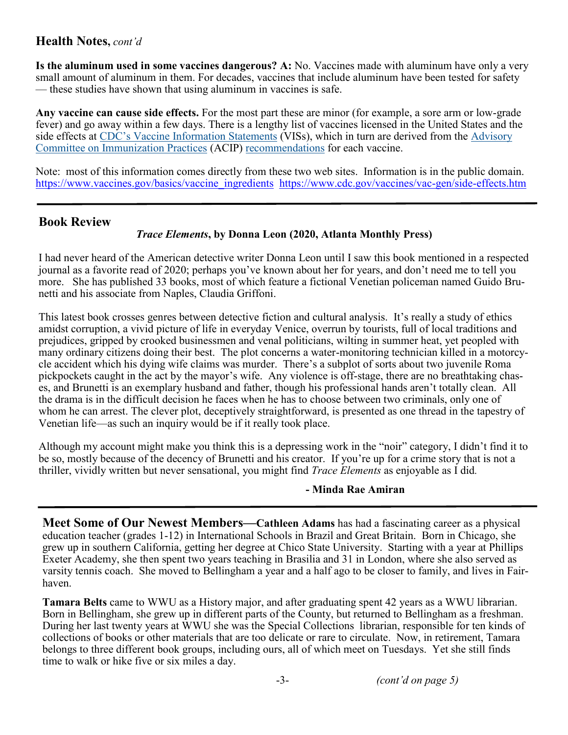## Health Notes, *cont'd*

**Is the aluminum used in some vaccines dangerous? A:** No. Vaccines made with aluminum have only a very small amount of aluminum in them. For decades, vaccines that include aluminum have been tested for safety — these studies have shown that using aluminum in vaccines is safe.

**Any vaccine can cause side effects.** For the most part these are minor (for example, a sore arm or low-grade fever) and go away within a few days. There is a lengthy list of vaccines licensed in the United States and the side effects at CDC's Vaccine Information Statements (VISs), which in turn are derived from the Advisory Committee on Immunization Practices (ACIP) recommendations for each vaccine.

Note: most of this information comes directly from these two web sites. Information is in the public domain. https://www.vaccines.gov/basics/vaccine_ingredients https://www.cdc.gov/vaccines/vac-gen/side-effects.htm

---

## Book Review

***Trace Elements*, by Donna Leon (2020, Atlanta Monthly Press)**

I had never heard of the American detective writer Donna Leon until I saw this book mentioned in a respected journal as a favorite read of 2020; perhaps you've known about her for years, and don't need me to tell you more. She has published 33 books, most of which feature a fictional Venetian policeman named Guido Brunetti and his associate from Naples, Claudia Griffoni.

This latest book crosses genres between detective fiction and cultural analysis. It's really a study of ethics amidst corruption, a vivid picture of life in everyday Venice, overrun by tourists, full of local traditions and prejudices, gripped by crooked businessmen and venal politicians, wilting in summer heat, yet peopled with many ordinary citizens doing their best. The plot concerns a water-monitoring technician killed in a motorcycle accident which his dying wife claims was murder. There's a subplot of sorts about two juvenile Roma pickpockets caught in the act by the mayor's wife. Any violence is off-stage, there are no breathtaking chases, and Brunetti is an exemplary husband and father, though his professional hands aren't totally clean. All the drama is in the difficult decision he faces when he has to choose between two criminals, only one of whom he can arrest. The clever plot, deceptively straightforward, is presented as one thread in the tapestry of Venetian life—as such an inquiry would be if it really took place.

Although my account might make you think this is a depressing work in the "noir" category, I didn't find it to be so, mostly because of the decency of Brunetti and his creator. If you're up for a crime story that is not a thriller, vividly written but never sensational, you might find *Trace Elements* as enjoyable as I did.

**- Minda Rae Amiran**

---

**Meet Some of Our Newest Members—Cathleen Adams** has had a fascinating career as a physical education teacher (grades 1-12) in International Schools in Brazil and Great Britain. Born in Chicago, she grew up in southern California, getting her degree at Chico State University. Starting with a year at Phillips Exeter Academy, she then spent two years teaching in Brasilia and 31 in London, where she also served as varsity tennis coach. She moved to Bellingham a year and a half ago to be closer to family, and lives in Fairhaven.

**Tamara Belts** came to WWU as a History major, and after graduating spent 42 years as a WWU librarian. Born in Bellingham, she grew up in different parts of the County, but returned to Bellingham as a freshman. During her last twenty years at WWU she was the Special Collections librarian, responsible for ten kinds of collections of books or other materials that are too delicate or rare to circulate. Now, in retirement, Tamara belongs to three different book groups, including ours, all of which meet on Tuesdays. Yet she still finds time to walk or hike five or six miles a day.

*(cont'd on page 5)*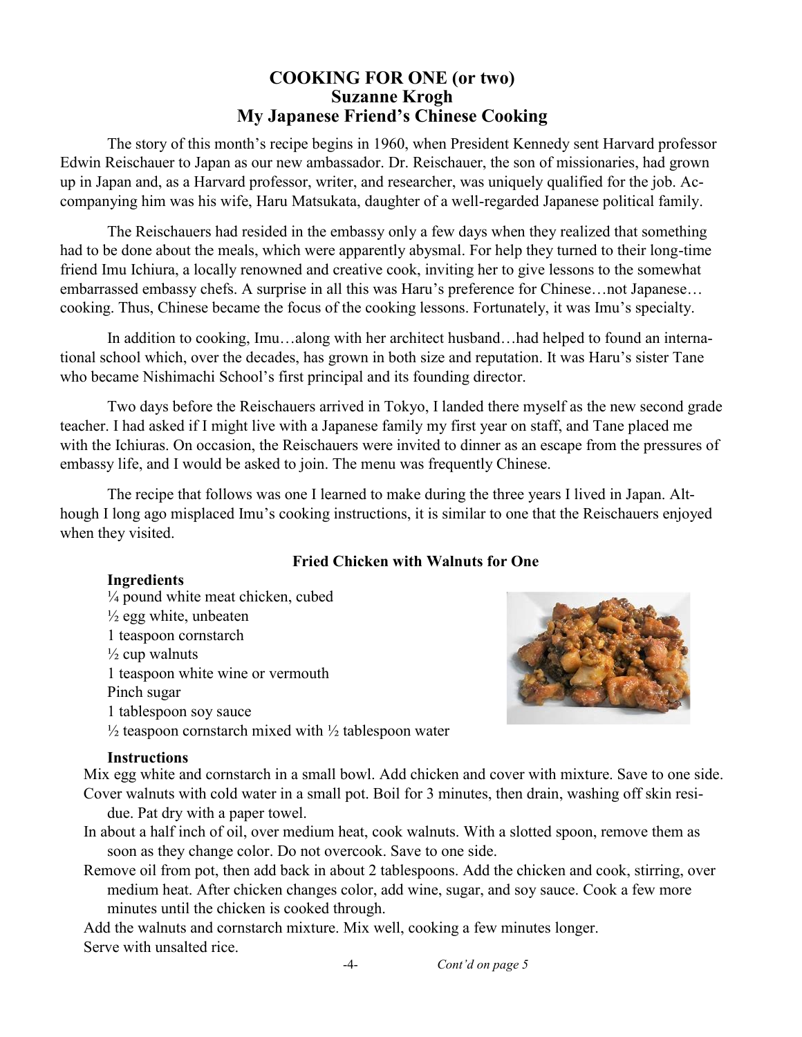# COOKING FOR ONE (or two)
## Suzanne Krogh
## My Japanese Friend's Chinese Cooking

The story of this month's recipe begins in 1960, when President Kennedy sent Harvard professor Edwin Reischauer to Japan as our new ambassador. Dr. Reischauer, the son of missionaries, had grown up in Japan and, as a Harvard professor, writer, and researcher, was uniquely qualified for the job. Accompanying him was his wife, Haru Matsukata, daughter of a well-regarded Japanese political family.

The Reischauers had resided in the embassy only a few days when they realized that something had to be done about the meals, which were apparently abysmal. For help they turned to their long-time friend Imu Ichiura, a locally renowned and creative cook, inviting her to give lessons to the somewhat embarrassed embassy chefs. A surprise in all this was Haru's preference for Chinese…not Japanese… cooking. Thus, Chinese became the focus of the cooking lessons. Fortunately, it was Imu's specialty.

In addition to cooking, Imu…along with her architect husband…had helped to found an international school which, over the decades, has grown in both size and reputation. It was Haru's sister Tane who became Nishimachi School's first principal and its founding director.

Two days before the Reischauers arrived in Tokyo, I landed there myself as the new second grade teacher. I had asked if I might live with a Japanese family my first year on staff, and Tane placed me with the Ichiuras. On occasion, the Reischauers were invited to dinner as an escape from the pressures of embassy life, and I would be asked to join. The menu was frequently Chinese.

The recipe that follows was one I learned to make during the three years I lived in Japan. Although I long ago misplaced Imu's cooking instructions, it is similar to one that the Reischauers enjoyed when they visited.

### Fried Chicken with Walnuts for One

**Ingredients**

¼ pound white meat chicken, cubed
½ egg white, unbeaten
1 teaspoon cornstarch
½ cup walnuts
1 teaspoon white wine or vermouth
Pinch sugar
1 tablespoon soy sauce
½ teaspoon cornstarch mixed with ½ tablespoon water

**Instructions**

Mix egg white and cornstarch in a small bowl. Add chicken and cover with mixture. Save to one side.

Cover walnuts with cold water in a small pot. Boil for 3 minutes, then drain, washing off skin residue. Pat dry with a paper towel.

In about a half inch of oil, over medium heat, cook walnuts. With a slotted spoon, remove them as soon as they change color. Do not overcook. Save to one side.

Remove oil from pot, then add back in about 2 tablespoons. Add the chicken and cook, stirring, over medium heat. After chicken changes color, add wine, sugar, and soy sauce. Cook a few more minutes until the chicken is cooked through.

Add the walnuts and cornstarch mixture. Mix well, cooking a few minutes longer.

Serve with unsalted rice.

*Cont'd on page 5*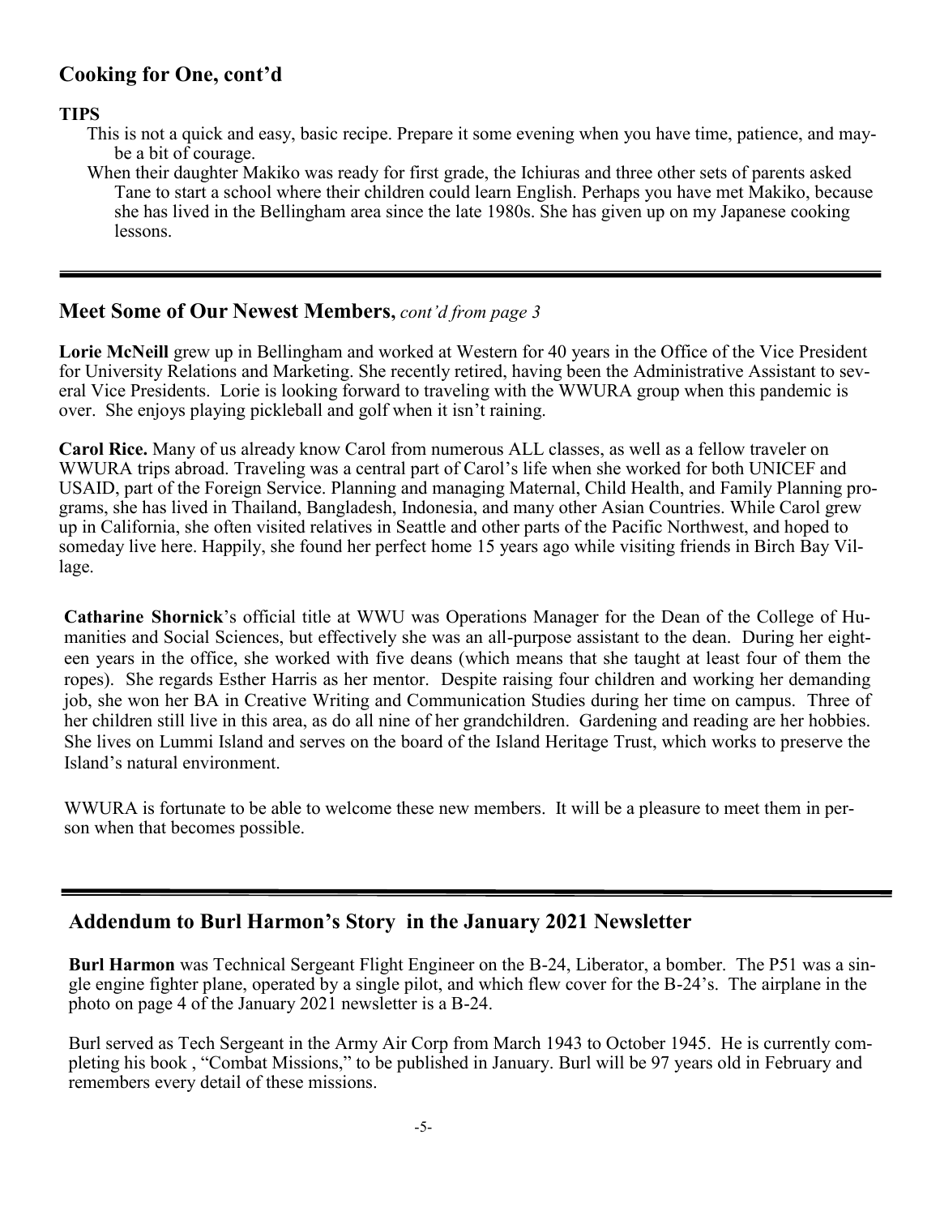## Cooking for One, cont'd

**TIPS**

This is not a quick and easy, basic recipe. Prepare it some evening when you have time, patience, and maybe a bit of courage.

When their daughter Makiko was ready for first grade, the Ichiuras and three other sets of parents asked Tane to start a school where their children could learn English. Perhaps you have met Makiko, because she has lived in the Bellingham area since the late 1980s. She has given up on my Japanese cooking lessons.

---

## Meet Some of Our Newest Members, *cont'd from page 3*

**Lorie McNeill** grew up in Bellingham and worked at Western for 40 years in the Office of the Vice President for University Relations and Marketing. She recently retired, having been the Administrative Assistant to several Vice Presidents. Lorie is looking forward to traveling with the WWURA group when this pandemic is over. She enjoys playing pickleball and golf when it isn't raining.

**Carol Rice.** Many of us already know Carol from numerous ALL classes, as well as a fellow traveler on WWURA trips abroad. Traveling was a central part of Carol's life when she worked for both UNICEF and USAID, part of the Foreign Service. Planning and managing Maternal, Child Health, and Family Planning programs, she has lived in Thailand, Bangladesh, Indonesia, and many other Asian Countries. While Carol grew up in California, she often visited relatives in Seattle and other parts of the Pacific Northwest, and hoped to someday live here. Happily, she found her perfect home 15 years ago while visiting friends in Birch Bay Village.

**Catharine Shornick**'s official title at WWU was Operations Manager for the Dean of the College of Humanities and Social Sciences, but effectively she was an all-purpose assistant to the dean. During her eighteen years in the office, she worked with five deans (which means that she taught at least four of them the ropes). She regards Esther Harris as her mentor. Despite raising four children and working her demanding job, she won her BA in Creative Writing and Communication Studies during her time on campus. Three of her children still live in this area, as do all nine of her grandchildren. Gardening and reading are her hobbies. She lives on Lummi Island and serves on the board of the Island Heritage Trust, which works to preserve the Island's natural environment.

WWURA is fortunate to be able to welcome these new members. It will be a pleasure to meet them in person when that becomes possible.

---

## Addendum to Burl Harmon's Story in the January 2021 Newsletter

**Burl Harmon** was Technical Sergeant Flight Engineer on the B-24, Liberator, a bomber. The P51 was a single engine fighter plane, operated by a single pilot, and which flew cover for the B-24's. The airplane in the photo on page 4 of the January 2021 newsletter is a B-24.

Burl served as Tech Sergeant in the Army Air Corp from March 1943 to October 1945. He is currently completing his book , "Combat Missions," to be published in January. Burl will be 97 years old in February and remembers every detail of these missions.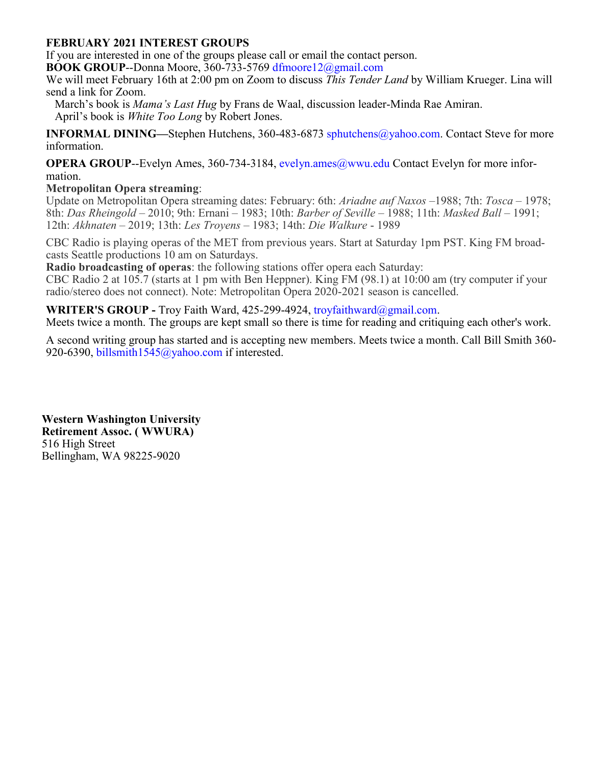**FEBRUARY 2021 INTEREST GROUPS**

If you are interested in one of the groups please call or email the contact person.

**BOOK GROUP**--Donna Moore, 360-733-5769 dfmoore12@gmail.com

We will meet February 16th at 2:00 pm on Zoom to discuss *This Tender Land* by William Krueger. Lina will send a link for Zoom.

March's book is *Mama's Last Hug* by Frans de Waal, discussion leader-Minda Rae Amiran.

April's book is *White Too Long* by Robert Jones.

**INFORMAL DINING—**Stephen Hutchens, 360-483-6873 sphutchens@yahoo.com. Contact Steve for more information.

**OPERA GROUP**--Evelyn Ames, 360-734-3184, evelyn.ames@wwu.edu Contact Evelyn for more information.

**Metropolitan Opera streaming**:

Update on Metropolitan Opera streaming dates: February: 6th: *Ariadne auf Naxos* –1988; 7th: *Tosca* – 1978; 8th: *Das Rheingold* – 2010; 9th: Ernani – 1983; 10th: *Barber of Seville* – 1988; 11th: *Masked Ball* – 1991; 12th: *Akhnaten* – 2019; 13th: *Les Troyens* – 1983; 14th: *Die Walkure* - 1989

CBC Radio is playing operas of the MET from previous years. Start at Saturday 1pm PST. King FM broadcasts Seattle productions 10 am on Saturdays.

**Radio broadcasting of operas**: the following stations offer opera each Saturday:

CBC Radio 2 at 105.7 (starts at 1 pm with Ben Heppner). King FM (98.1) at 10:00 am (try computer if your radio/stereo does not connect). Note: Metropolitan Opera 2020-2021 season is cancelled.

**WRITER'S GROUP -** Troy Faith Ward, 425-299-4924, troyfaithward@gmail.com.

Meets twice a month. The groups are kept small so there is time for reading and critiquing each other's work.

A second writing group has started and is accepting new members. Meets twice a month. Call Bill Smith 360-920-6390, billsmith1545@yahoo.com if interested.

**Western Washington University**
**Retirement Assoc. ( WWURA)**
516 High Street
Bellingham, WA 98225-9020